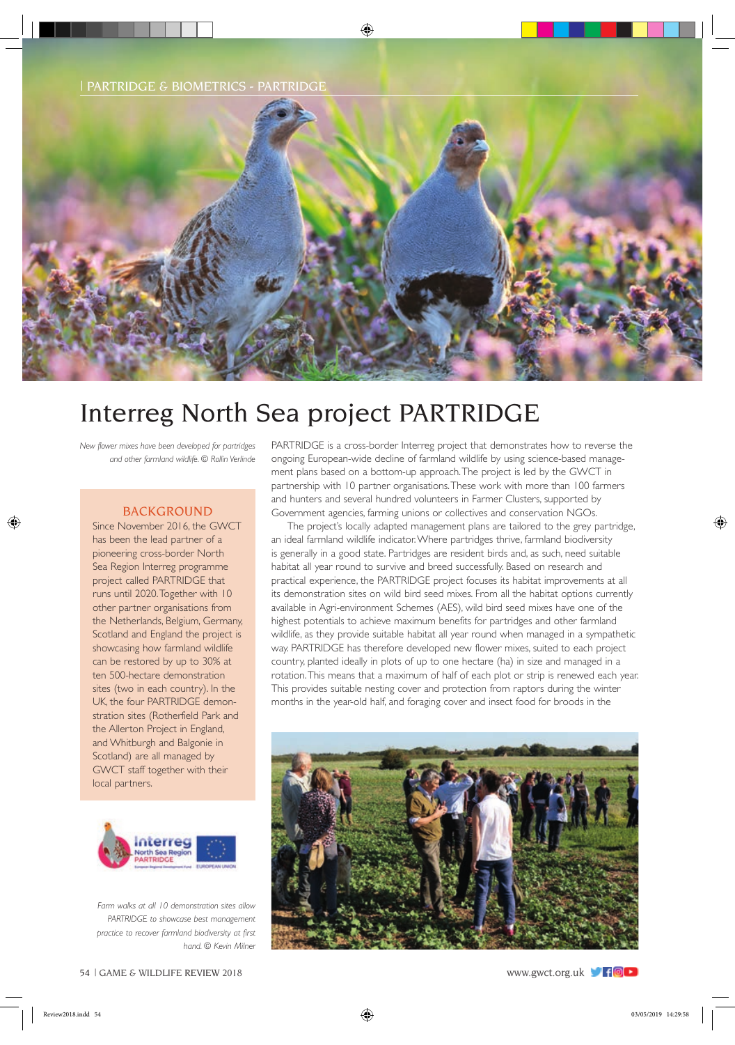# Interreg North Sea project PARTRIDGE

*New flower mixes have been developed for partridges and other farmland wildlife. © Rollin Verlinde*

## BACKGROUND

Since November 2016, the GWCT has been the lead partner of a pioneering cross-border North Sea Region Interreg programme project called PARTRIDGE that runs until 2020. Together with 10 other partner organisations from the Netherlands, Belgium, Germany, Scotland and England the project is showcasing how farmland wildlife can be restored by up to 30% at ten 500-hectare demonstration sites (two in each country). In the UK, the four PARTRIDGE demonstration sites (Rotherfield Park and the Allerton Project in England, and Whitburgh and Balgonie in Scotland) are all managed by GWCT staff together with their local partners.

*Farm walks at all 10 demonstration sites allow PARTRIDGE to showcase best management practice to recover farmland biodiversity at first hand. © Kevin Milner*

PARTRIDGE is a cross-border Interreg project that demonstrates how to reverse the ongoing European-wide decline of farmland wildlife by using science-based management plans based on a bottom-up approach. The project is led by the GWCT in partnership with 10 partner organisations. These work with more than 100 farmers and hunters and several hundred volunteers in Farmer Clusters, supported by Government agencies, farming unions or collectives and conservation NGOs.

The project's locally adapted management plans are tailored to the grey partridge, an ideal farmland wildlife indicator. Where partridges thrive, farmland biodiversity is generally in a good state. Partridges are resident birds and, as such, need suitable habitat all year round to survive and breed successfully. Based on research and practical experience, the PARTRIDGE project focuses its habitat improvements at all its demonstration sites on wild bird seed mixes. From all the habitat options currently available in Agri-environment Schemes (AES), wild bird seed mixes have one of the highest potentials to achieve maximum benefits for partridges and other farmland wildlife, as they provide suitable habitat all year round when managed in a sympathetic way. PARTRIDGE has therefore developed new flower mixes, suited to each project country, planted ideally in plots of up to one hectare (ha) in size and managed in a rotation. This means that a maximum of half of each plot or strip is renewed each year. This provides suitable nesting cover and protection from raptors during the winter months in the year-old half, and foraging cover and insect food for broods in the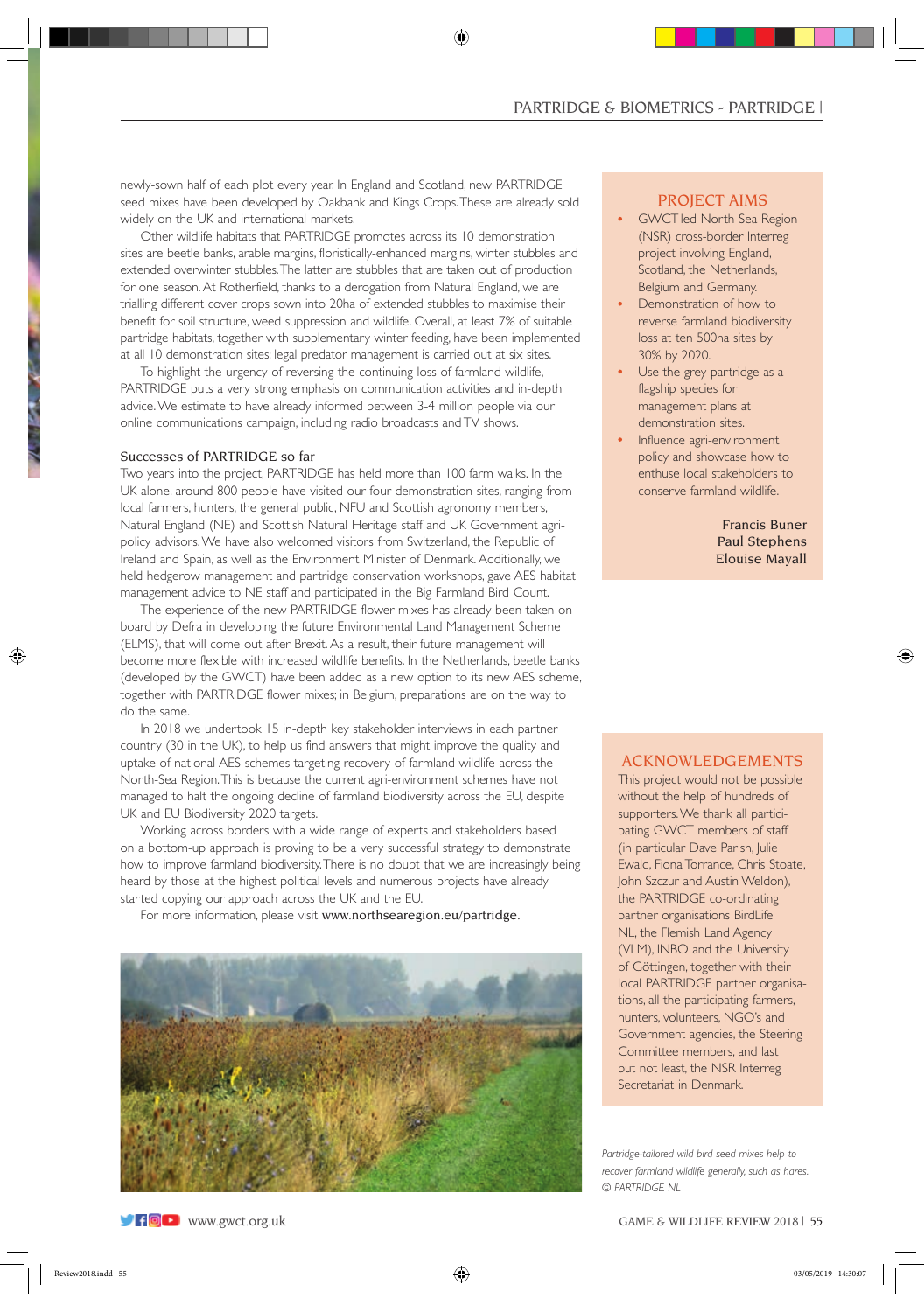newly-sown half of each plot every year. In England and Scotland, new PARTRIDGE seed mixes have been developed by Oakbank and Kings Crops. These are already sold widely on the UK and international markets.

Other wildlife habitats that PARTRIDGE promotes across its 10 demonstration sites are beetle banks, arable margins, floristically-enhanced margins, winter stubbles and extended overwinter stubbles. The latter are stubbles that are taken out of production for one season. At Rotherfield, thanks to a derogation from Natural England, we are trialling different cover crops sown into 20ha of extended stubbles to maximise their benefit for soil structure, weed suppression and wildlife. Overall, at least 7% of suitable partridge habitats, together with supplementary winter feeding, have been implemented at all 10 demonstration sites; legal predator management is carried out at six sites.

To highlight the urgency of reversing the continuing loss of farmland wildlife, PARTRIDGE puts a very strong emphasis on communication activities and in-depth advice. We estimate to have already informed between 3-4 million people via our online communications campaign, including radio broadcasts and TV shows.

### Successes of PARTRIDGE so far

Two years into the project, PARTRIDGE has held more than 100 farm walks. In the UK alone, around 800 people have visited our four demonstration sites, ranging from local farmers, hunters, the general public, NFU and Scottish agronomy members, Natural England (NE) and Scottish Natural Heritage staff and UK Government agri-policy advisors. We have also welcomed visitors from Switzerland, the Republic of Ireland and Spain, as well as the Environment Minister of Denmark. Additionally, we held hedgerow management and partridge conservation workshops, gave AES habitat management advice to NE staff and participated in the Big Farmland Bird Count.

The experience of the new PARTRIDGE flower mixes has already been taken on board by Defra in developing the future Environmental Land Management Scheme (ELMS), that will come out after Brexit. As a result, their future management will become more flexible with increased wildlife benefits. In the Netherlands, beetle banks (developed by the GWCT) have been added as a new option to its new AES scheme, together with PARTRIDGE flower mixes; in Belgium, preparations are on the way to do the same.

In 2018 we undertook 15 in-depth key stakeholder interviews in each partner country (30 in the UK), to help us find answers that might improve the quality and uptake of national AES schemes targeting recovery of farmland wildlife across the North-Sea Region. This is because the current agri-environment schemes have not managed to halt the ongoing decline of farmland biodiversity across the EU, despite UK and EU Biodiversity 2020 targets.

Working across borders with a wide range of experts and stakeholders based on a bottom-up approach is proving to be a very successful strategy to demonstrate how to improve farmland biodiversity. There is no doubt that we are increasingly being heard by those at the highest political levels and numerous projects have already started copying our approach across the UK and the EU.

For more information, please visit www.northsearegion.eu/partridge.

## PROJECT AIMS

- GWCT-led North Sea Region (NSR) cross-border Interreg project involving England, Scotland, the Netherlands, Belgium and Germany.
- Demonstration of how to reverse farmland biodiversity loss at ten 500ha sites by 30% by 2020.
- Use the grey partridge as a flagship species for management plans at demonstration sites.
- Influence agri-environment policy and showcase how to enthuse local stakeholders to conserve farmland wildlife.

Francis Buner
Paul Stephens
Elouise Mayall

## ACKNOWLEDGEMENTS

This project would not be possible without the help of hundreds of supporters. We thank all participating GWCT members of staff (in particular Dave Parish, Julie Ewald, Fiona Torrance, Chris Stoate, John Szczur and Austin Weldon), the PARTRIDGE co-ordinating partner organisations BirdLife NL, the Flemish Land Agency (VLM), INBO and the University of Göttingen, together with their local PARTRIDGE partner organisations, all the participating farmers, hunters, volunteers, NGO's and Government agencies, the Steering Committee members, and last but not least, the NSR Interreg Secretariat in Denmark.

*Partridge-tailored wild bird seed mixes help to recover farmland wildlife generally, such as hares. © PARTRIDGE NL*